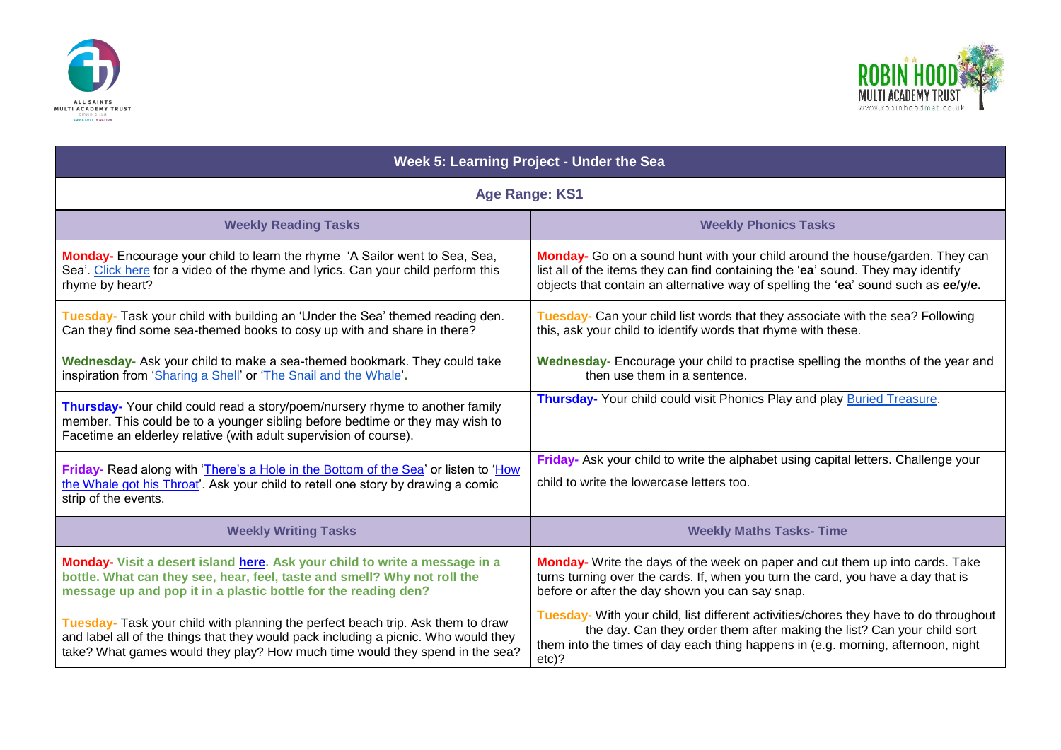# Week 5: Learning Project - Under the Sea

## Age Range: KS1

| Weekly Reading Tasks | Weekly Phonics Tasks |
|---|---|
| **Monday-** Encourage your child to learn the rhyme 'A Sailor went to Sea, Sea, Sea'. Click here for a video of the rhyme and lyrics. Can your child perform this rhyme by heart? | **Monday-** Go on a sound hunt with your child around the house/garden. They can list all of the items they can find containing the '**ea**' sound. They may identify objects that contain an alternative way of spelling the '**ea**' sound such as **ee**/**y**/**e.** |
| **Tuesday-** Task your child with building an 'Under the Sea' themed reading den. Can they find some sea-themed books to cosy up with and share in there? | **Tuesday-** Can your child list words that they associate with the sea? Following this, ask your child to identify words that rhyme with these. |
| **Wednesday-** Ask your child to make a sea-themed bookmark. They could take inspiration from 'Sharing a Shell' or 'The Snail and the Whale'. | **Wednesday-** Encourage your child to practise spelling the months of the year and then use them in a sentence. |
| **Thursday-** Your child could read a story/poem/nursery rhyme to another family member. This could be to a younger sibling before bedtime or they may wish to Facetime an elderley relative (with adult supervision of course). | **Thursday-** Your child could visit Phonics Play and play Buried Treasure. |
| **Friday-** Read along with 'There's a Hole in the Bottom of the Sea' or listen to 'How the Whale got his Throat'. Ask your child to retell one story by drawing a comic strip of the events. | **Friday-** Ask your child to write the alphabet using capital letters. Challenge your child to write the lowercase letters too. |

| Weekly Writing Tasks | Weekly Maths Tasks- Time |
|---|---|
| **Monday- Visit a desert island here. Ask your child to write a message in a bottle. What can they see, hear, feel, taste and smell? Why not roll the message up and pop it in a plastic bottle for the reading den?** | **Monday-** Write the days of the week on paper and cut them up into cards. Take turns turning over the cards. If, when you turn the card, you have a day that is before or after the day shown you can say snap. |
| **Tuesday-** Task your child with planning the perfect beach trip. Ask them to draw and label all of the things that they would pack including a picnic. Who would they take? What games would they play? How much time would they spend in the sea? | **Tuesday-** With your child, list different activities/chores they have to do throughout the day. Can they order them after making the list? Can your child sort them into the times of day each thing happens in (e.g. morning, afternoon, night etc)? |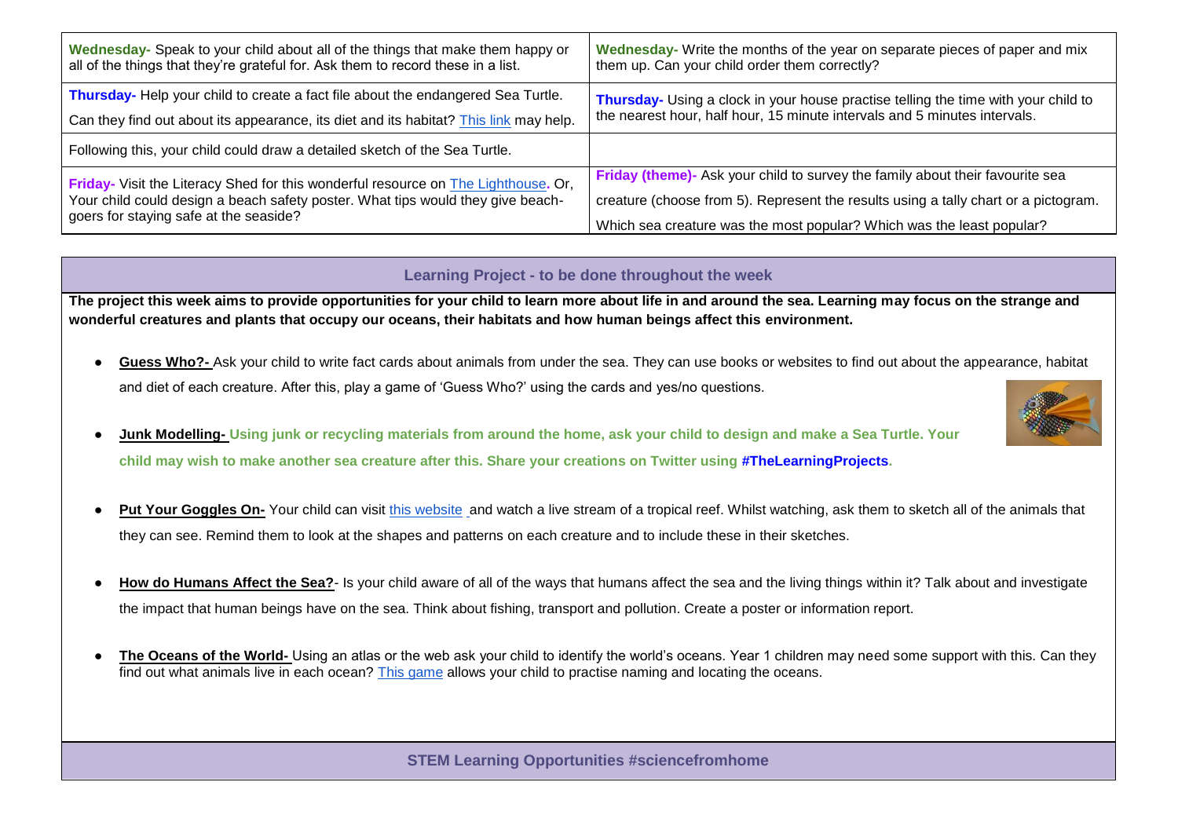| | |
|---|---|
| **Wednesday-** Speak to your child about all of the things that make them happy or all of the things that they're grateful for. Ask them to record these in a list. | **Wednesday-** Write the months of the year on separate pieces of paper and mix them up. Can your child order them correctly? |
| **Thursday-** Help your child to create a fact file about the endangered Sea Turtle. Can they find out about its appearance, its diet and its habitat? [This link](#) may help. | **Thursday-** Using a clock in your house practise telling the time with your child to the nearest hour, half hour, 15 minute intervals and 5 minutes intervals. |
| Following this, your child could draw a detailed sketch of the Sea Turtle. | |
| **Friday-** Visit the Literacy Shed for this wonderful resource on [The Lighthouse](#). Or, Your child could design a beach safety poster. What tips would they give beach-goers for staying safe at the seaside? | **Friday (theme)-** Ask your child to survey the family about their favourite sea creature (choose from 5). Represent the results using a tally chart or a pictogram. Which sea creature was the most popular? Which was the least popular? |

## Learning Project - to be done throughout the week

**The project this week aims to provide opportunities for your child to learn more about life in and around the sea. Learning may focus on the strange and wonderful creatures and plants that occupy our oceans, their habitats and how human beings affect this environment.**

- **Guess Who?-** Ask your child to write fact cards about animals from under the sea. They can use books or websites to find out about the appearance, habitat and diet of each creature. After this, play a game of 'Guess Who?' using the cards and yes/no questions.
- **Junk Modelling-** **Using junk or recycling materials from around the home, ask your child to design and make a Sea Turtle. Your child may wish to make another sea creature after this. Share your creations on Twitter using #TheLearningProjects.**
- **Put Your Goggles On-** Your child can visit [this website](#) and watch a live stream of a tropical reef. Whilst watching, ask them to sketch all of the animals that they can see. Remind them to look at the shapes and patterns on each creature and to include these in their sketches.
- **How do Humans Affect the Sea?**- Is your child aware of all of the ways that humans affect the sea and the living things within it? Talk about and investigate the impact that human beings have on the sea. Think about fishing, transport and pollution. Create a poster or information report.
- **The Oceans of the World-** Using an atlas or the web ask your child to identify the world's oceans. Year 1 children may need some support with this. Can they find out what animals live in each ocean? [This game](#) allows your child to practise naming and locating the oceans.

## STEM Learning Opportunities #sciencefromhome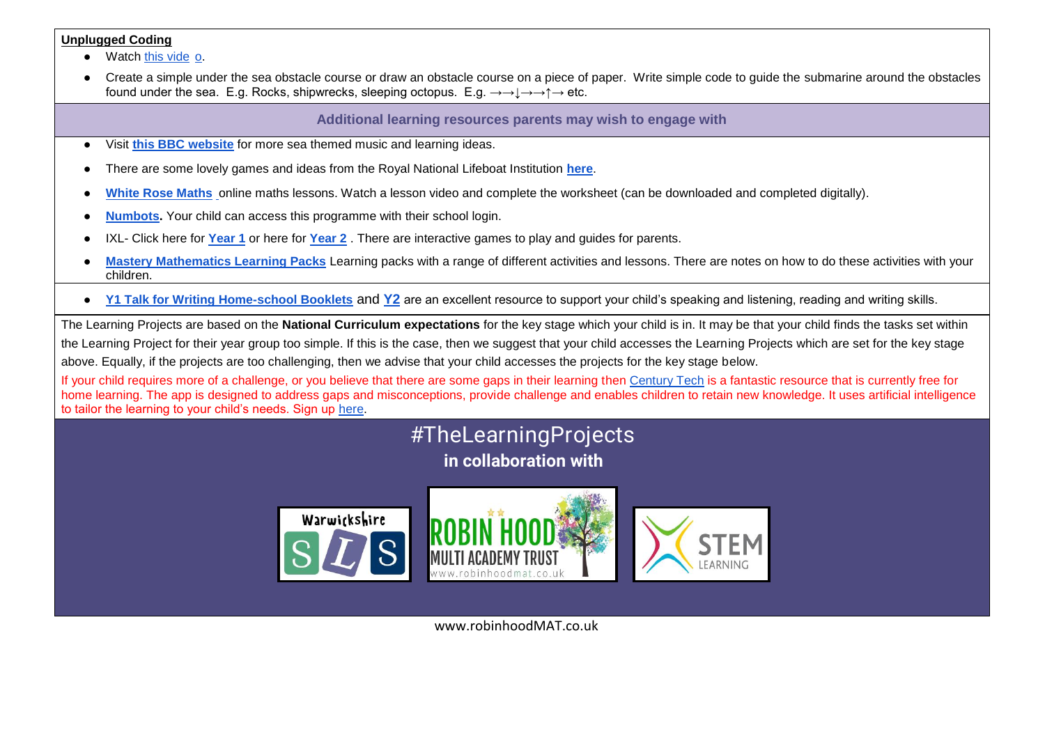**Unplugged Coding**

- Watch this vide o.
- Create a simple under the sea obstacle course or draw an obstacle course on a piece of paper. Write simple code to guide the submarine around the obstacles found under the sea. E.g. Rocks, shipwrecks, sleeping octopus. E.g. →→↓→→↑→ etc.

**Additional learning resources parents may wish to engage with**

- Visit **this BBC website** for more sea themed music and learning ideas.
- There are some lovely games and ideas from the Royal National Lifeboat Institution **here**.
- **White Rose Maths** online maths lessons. Watch a lesson video and complete the worksheet (can be downloaded and completed digitally).
- **Numbots.** Your child can access this programme with their school login.
- IXL- Click here for **Year 1** or here for **Year 2** . There are interactive games to play and guides for parents.
- **Mastery Mathematics Learning Packs** Learning packs with a range of different activities and lessons. There are notes on how to do these activities with your children.
- **Y1 Talk for Writing Home-school Booklets** and **Y2** are an excellent resource to support your child's speaking and listening, reading and writing skills.

The Learning Projects are based on the **National Curriculum expectations** for the key stage which your child is in. It may be that your child finds the tasks set within the Learning Project for their year group too simple. If this is the case, then we suggest that your child accesses the Learning Projects which are set for the key stage above. Equally, if the projects are too challenging, then we advise that your child accesses the projects for the key stage below.

If your child requires more of a challenge, or you believe that there are some gaps in their learning then Century Tech is a fantastic resource that is currently free for home learning. The app is designed to address gaps and misconceptions, provide challenge and enables children to retain new knowledge. It uses artificial intelligence to tailor the learning to your child's needs. Sign up here.

#TheLearningProjects

**in collaboration with**

Warwickshire SLS

ROBIN HOOD MULTI ACADEMY TRUST www.robinhoodmat.co.uk

STEM LEARNING

www.robinhoodMAT.co.uk